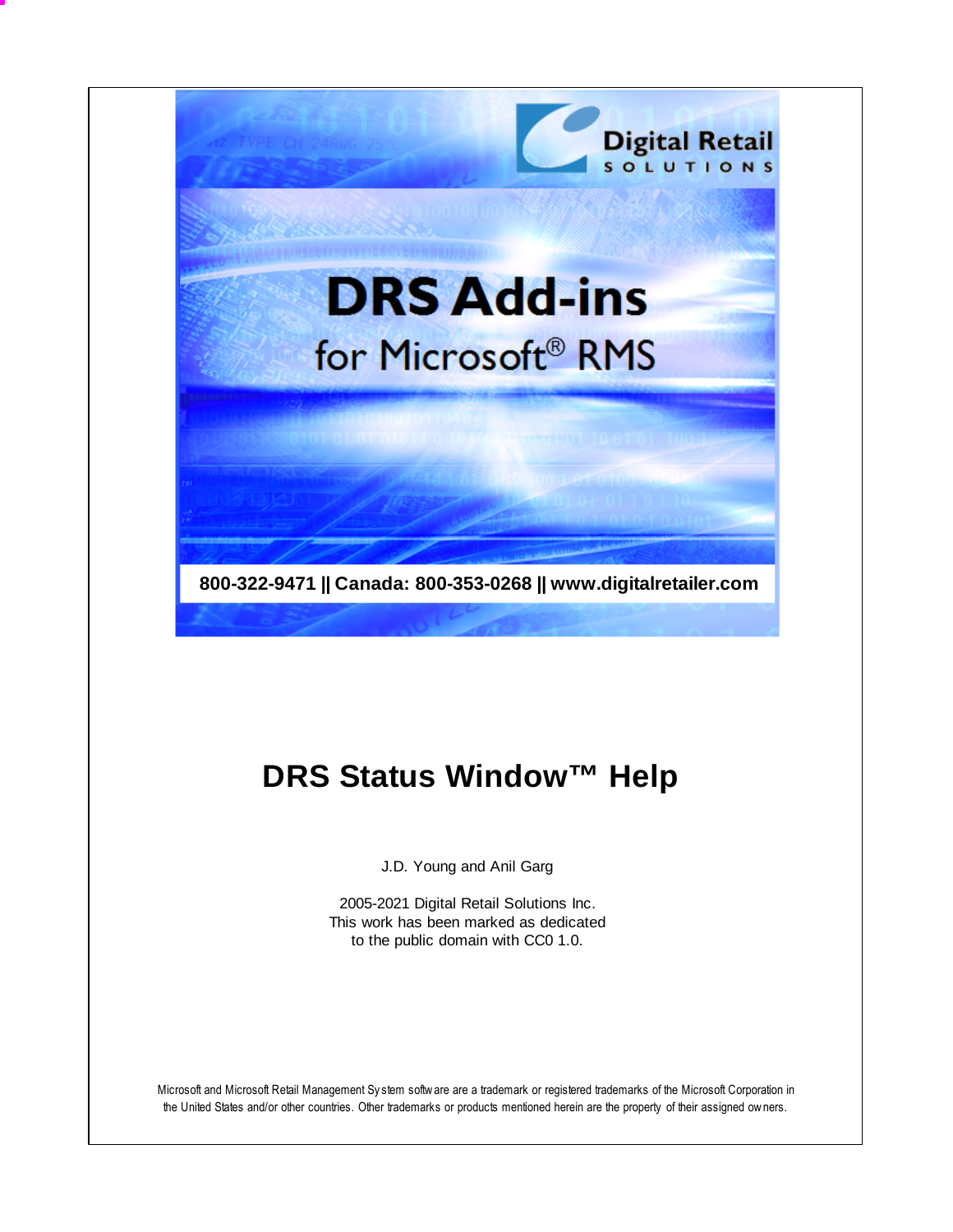Digital Retail SOLUTIONS

# DRS Add-ins

for Microsoft® RMS

**800-322-9471 || Canada: 800-353-0268 || www.digitalretailer.com**

# DRS Status Window™ Help

J.D. Young and Anil Garg

2005-2021 Digital Retail Solutions Inc.
This work has been marked as dedicated
to the public domain with CC0 1.0.

Microsoft and Microsoft Retail Management System software are a trademark or registered trademarks of the Microsoft Corporation in the United States and/or other countries. Other trademarks or products mentioned herein are the property of their assigned owners.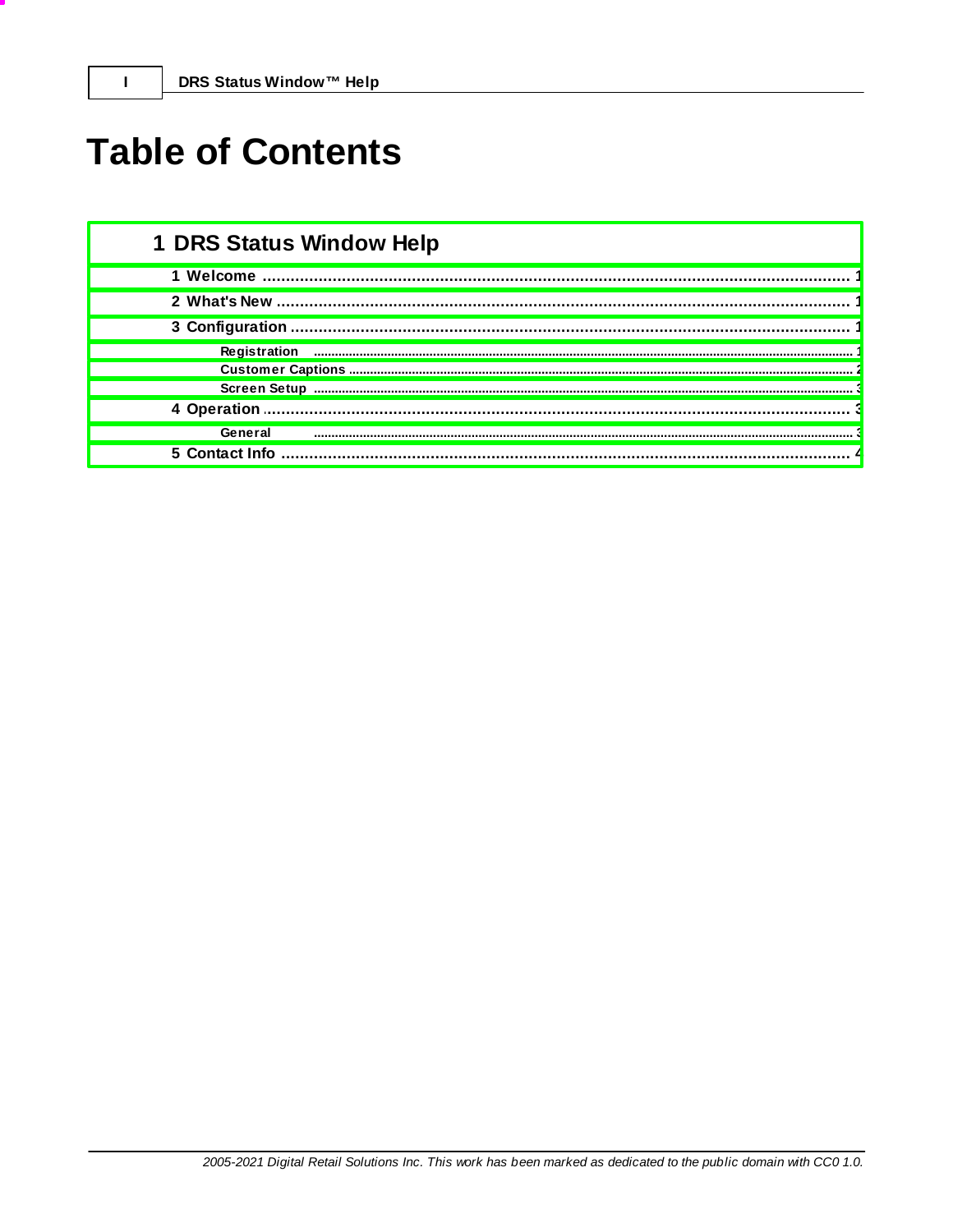# Table of Contents

**1 DRS Status Window Help**

- **1 Welcome** ........................................ 1
- **2 What's New** ........................................ 1
- **3 Configuration** ........................................ 1
  - **Registration** ........................................ 1
  - **Customer Captions** ........................................ 2
  - **Screen Setup** ........................................ 3
- **4 Operation** ........................................ 3
  - **General** ........................................ 3
- **5 Contact Info** ........................................ 4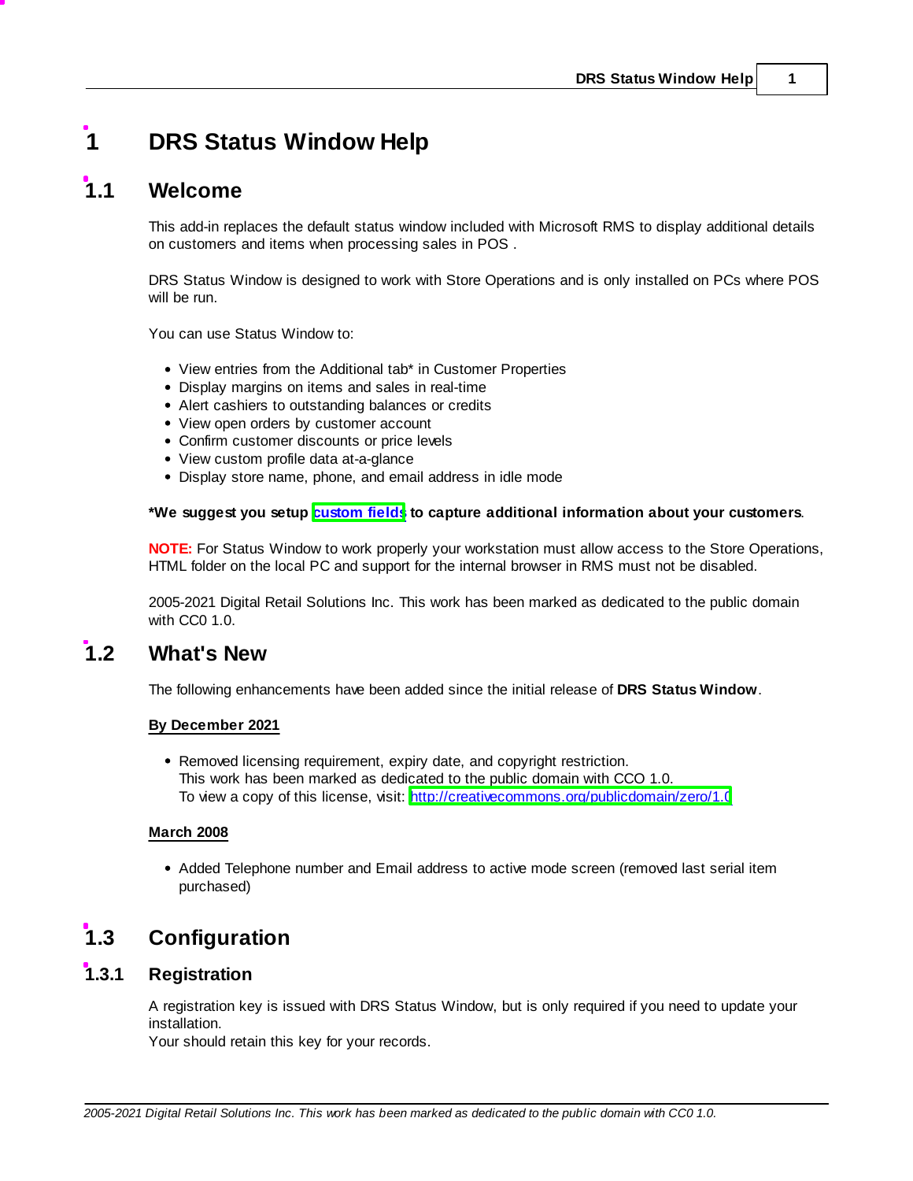# 1 DRS Status Window Help

## 1.1 Welcome

This add-in replaces the default status window included with Microsoft RMS to display additional details on customers and items when processing sales in POS .

DRS Status Window is designed to work with Store Operations and is only installed on PCs where POS will be run.

You can use Status Window to:

- View entries from the Additional tab* in Customer Properties
- Display margins on items and sales in real-time
- Alert cashiers to outstanding balances or credits
- View open orders by customer account
- Confirm customer discounts or price levels
- View custom profile data at-a-glance
- Display store name, phone, and email address in idle mode

**\*We suggest you setup custom fields to capture additional information about your customers**.

**NOTE:** For Status Window to work properly your workstation must allow access to the Store Operations, HTML folder on the local PC and support for the internal browser in RMS must not be disabled.

2005-2021 Digital Retail Solutions Inc. This work has been marked as dedicated to the public domain with CC0 1.0.

## 1.2 What's New

The following enhancements have been added since the initial release of **DRS Status Window**.

**By December 2021**

- Removed licensing requirement, expiry date, and copyright restriction.
  This work has been marked as dedicated to the public domain with CCO 1.0.
  To view a copy of this license, visit: http://creativecommons.org/publicdomain/zero/1.0

**March 2008**

- Added Telephone number and Email address to active mode screen (removed last serial item purchased)

## 1.3 Configuration

### 1.3.1 Registration

A registration key is issued with DRS Status Window, but is only required if you need to update your installation.
Your should retain this key for your records.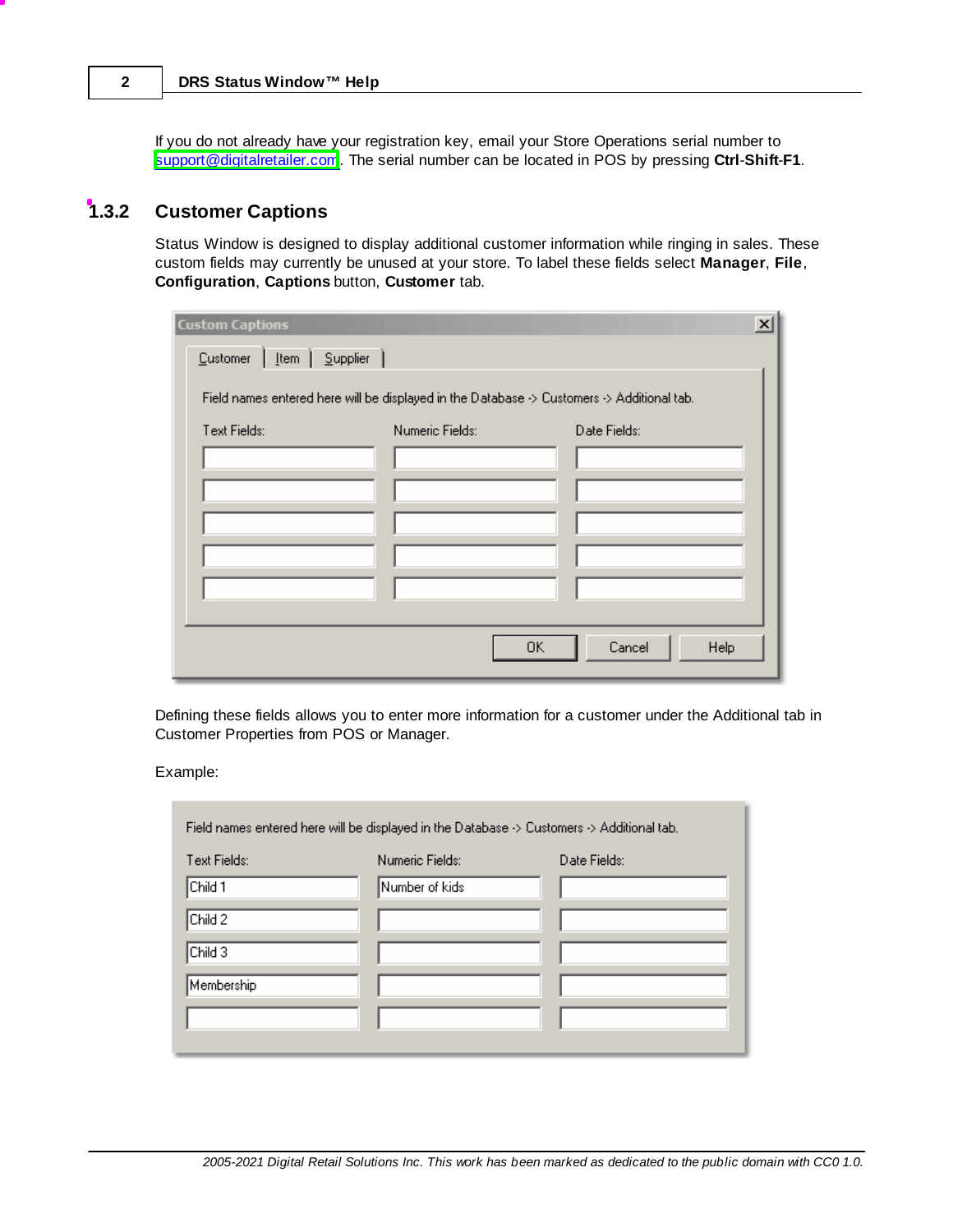If you do not already have your registration key, email your Store Operations serial number to support@digitalretailer.com. The serial number can be located in POS by pressing **Ctrl-Shift-F1**.

### 1.3.2 Customer Captions

Status Window is designed to display additional customer information while ringing in sales. These custom fields may currently be unused at your store. To label these fields select **Manager**, **File**, **Configuration**, **Captions** button, **Customer** tab.

Defining these fields allows you to enter more information for a customer under the Additional tab in Customer Properties from POS or Manager.

Example: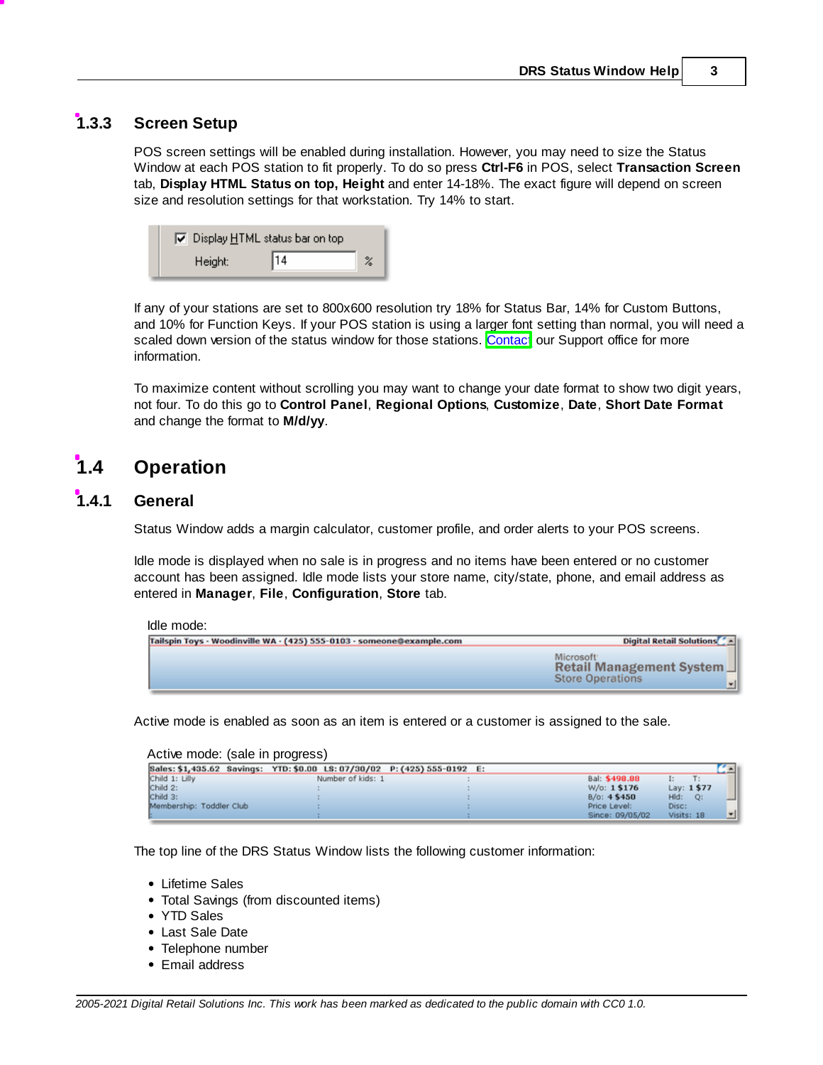### 1.3.3 Screen Setup

POS screen settings will be enabled during installation. However, you may need to size the Status Window at each POS station to fit properly. To do so press **Ctrl-F6** in POS, select **Transaction Screen** tab, **Display HTML Status on top, Height** and enter 14-18%. The exact figure will depend on screen size and resolution settings for that workstation. Try 14% to start.

If any of your stations are set to 800x600 resolution try 18% for Status Bar, 14% for Custom Buttons, and 10% for Function Keys. If your POS station is using a larger font setting than normal, you will need a scaled down version of the status window for those stations. Contact our Support office for more information.

To maximize content without scrolling you may want to change your date format to show two digit years, not four. To do this go to **Control Panel**, **Regional Options**, **Customize**, **Date**, **Short Date Format** and change the format to **M/d/yy**.

## 1.4 Operation

### 1.4.1 General

Status Window adds a margin calculator, customer profile, and order alerts to your POS screens.

Idle mode is displayed when no sale is in progress and no items have been entered or no customer account has been assigned. Idle mode lists your store name, city/state, phone, and email address as entered in **Manager**, **File**, **Configuration**, **Store** tab.

Idle mode:

Active mode is enabled as soon as an item is entered or a customer is assigned to the sale.

Active mode: (sale in progress)

The top line of the DRS Status Window lists the following customer information:

- Lifetime Sales
- Total Savings (from discounted items)
- YTD Sales
- Last Sale Date
- Telephone number
- Email address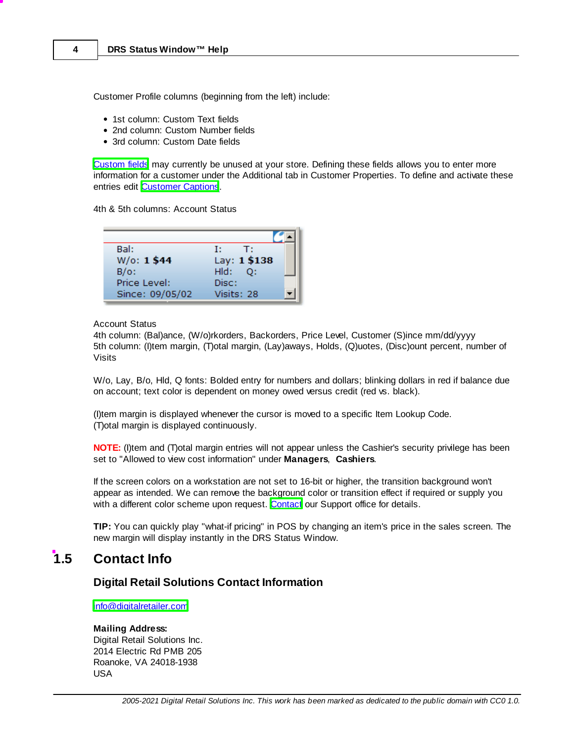Customer Profile columns (beginning from the left) include:

- 1st column: Custom Text fields
- 2nd column: Custom Number fields
- 3rd column: Custom Date fields

Custom fields may currently be unused at your store. Defining these fields allows you to enter more information for a customer under the Additional tab in Customer Properties. To define and activate these entries edit Customer Captions.

4th & 5th columns: Account Status

Account Status
4th column: (Bal)ance, (W/o)rkorders, Backorders, Price Level, Customer (S)ince mm/dd/yyyy
5th column: (I)tem margin, (T)otal margin, (Lay)aways, Holds, (Q)uotes, (Disc)ount percent, number of Visits

W/o, Lay, B/o, Hld, Q fonts: Bolded entry for numbers and dollars; blinking dollars in red if balance due on account; text color is dependent on money owed versus credit (red vs. black).

(I)tem margin is displayed whenever the cursor is moved to a specific Item Lookup Code.
(T)otal margin is displayed continuously.

**NOTE:** (I)tem and (T)otal margin entries will not appear unless the Cashier's security privilege has been set to "Allowed to view cost information" under **Managers**, **Cashiers**.

If the screen colors on a workstation are not set to 16-bit or higher, the transition background won't appear as intended. We can remove the background color or transition effect if required or supply you with a different color scheme upon request. Contact our Support office for details.

**TIP:** You can quickly play "what-if pricing" in POS by changing an item's price in the sales screen. The new margin will display instantly in the DRS Status Window.

## 1.5 Contact Info

### Digital Retail Solutions Contact Information

info@digitalretailer.com

**Mailing Address:**
Digital Retail Solutions Inc.
2014 Electric Rd PMB 205
Roanoke, VA 24018-1938
USA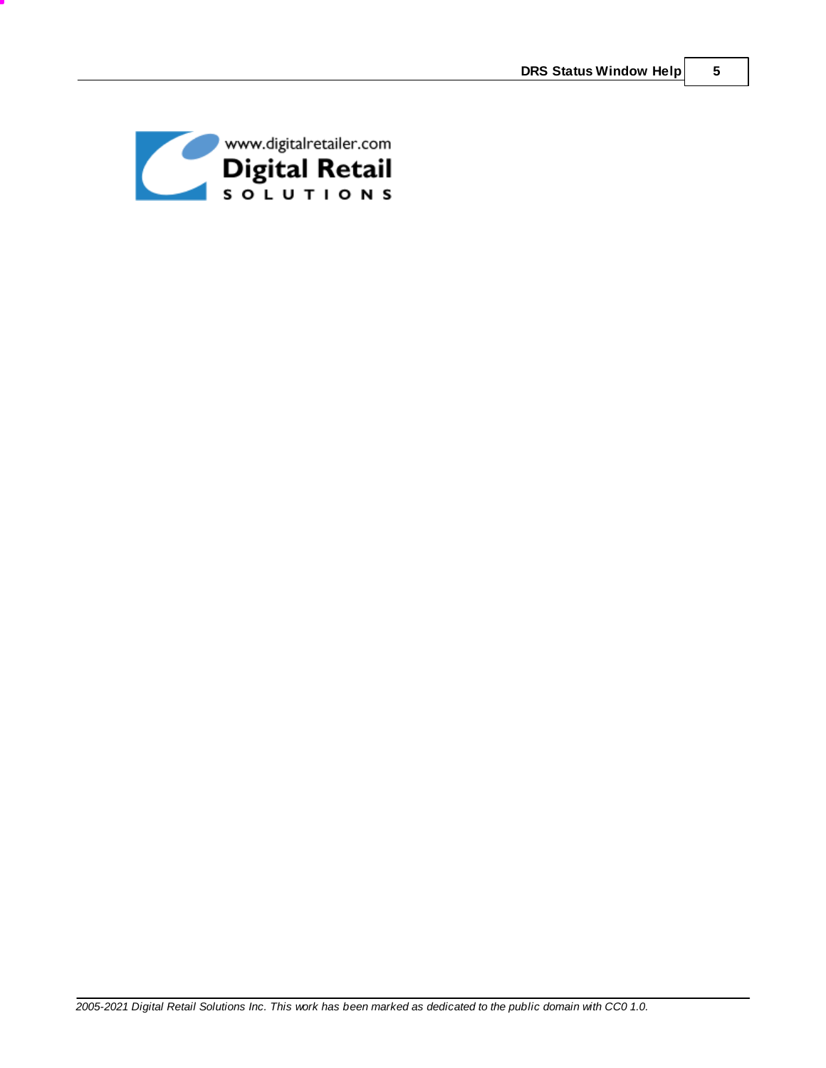www.digitalretailer.com

Digital Retail

SOLUTIONS